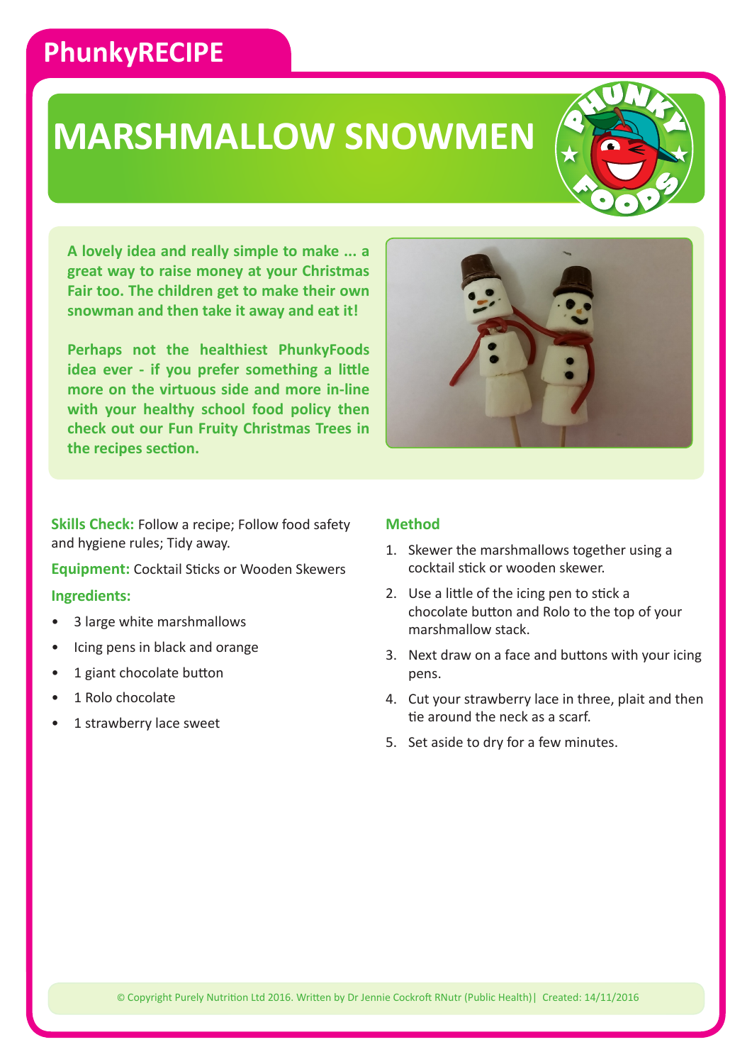PhunkyRECIPE

# MARSHMALLOW SNOWMEN

**A lovely idea and really simple to make ... a great way to raise money at your Christmas Fair too. The children get to make their own snowman and then take it away and eat it!**

**Perhaps not the healthiest PhunkyFoods idea ever - if you prefer something a little more on the virtuous side and more in-line with your healthy school food policy then check out our Fun Fruity Christmas Trees in the recipes section.**

**Skills Check:** Follow a recipe; Follow food safety and hygiene rules; Tidy away.

**Equipment:** Cocktail Sticks or Wooden Skewers

**Ingredients:**

- 3 large white marshmallows
- Icing pens in black and orange
- 1 giant chocolate button
- 1 Rolo chocolate
- 1 strawberry lace sweet

## Method

1. Skewer the marshmallows together using a cocktail stick or wooden skewer.
2. Use a little of the icing pen to stick a chocolate button and Rolo to the top of your marshmallow stack.
3. Next draw on a face and buttons with your icing pens.
4. Cut your strawberry lace in three, plait and then tie around the neck as a scarf.
5. Set aside to dry for a few minutes.

© Copyright Purely Nutrition Ltd 2016. Written by Dr Jennie Cockroft RNutr (Public Health) | Created: 14/11/2016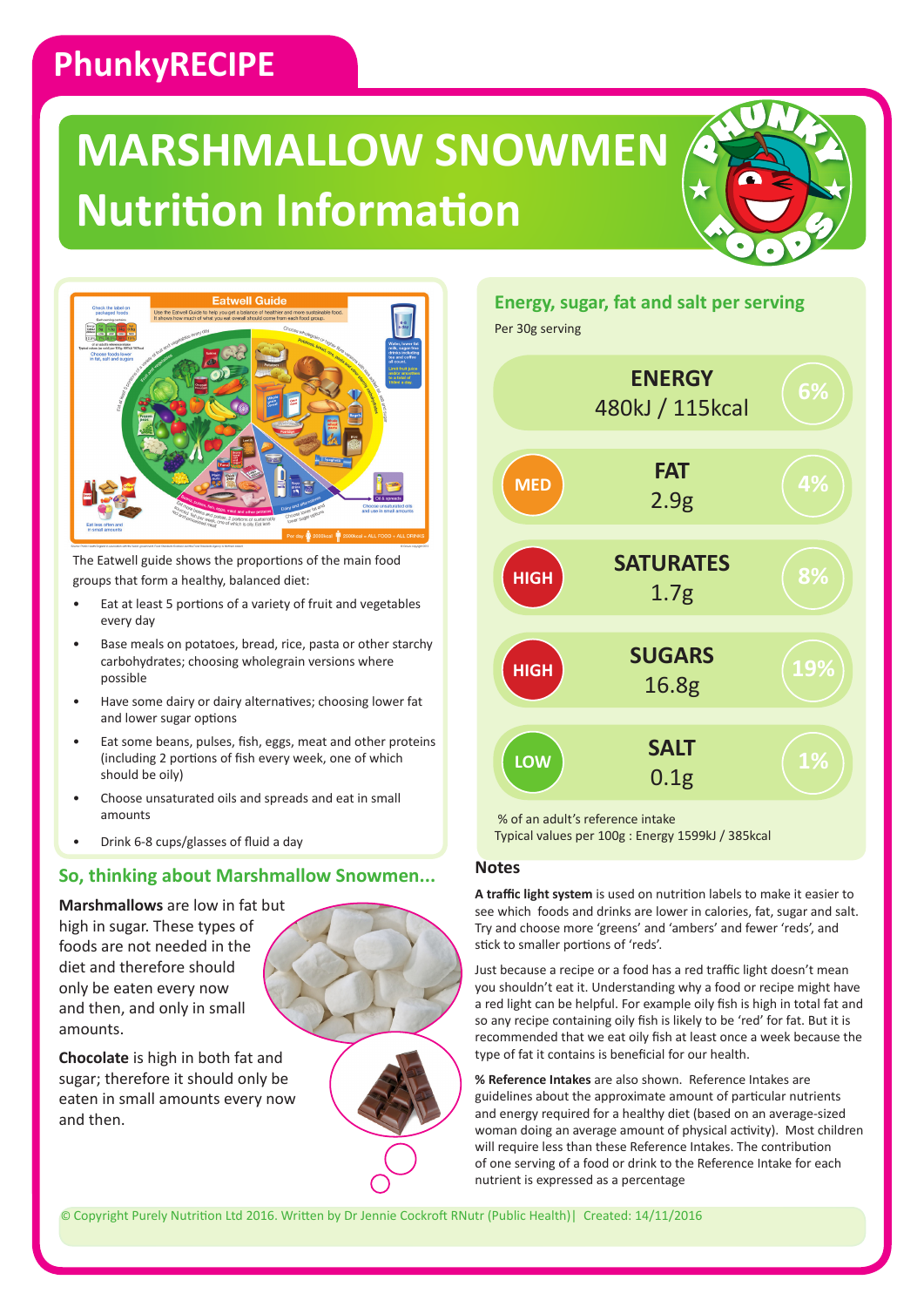# PhunkyRECIPE

# MARSHMALLOW SNOWMEN Nutrition Information

The Eatwell guide shows the proportions of the main food groups that form a healthy, balanced diet:

- Eat at least 5 portions of a variety of fruit and vegetables every day
- Base meals on potatoes, bread, rice, pasta or other starchy carbohydrates; choosing wholegrain versions where possible
- Have some dairy or dairy alternatives; choosing lower fat and lower sugar options
- Eat some beans, pulses, fish, eggs, meat and other proteins (including 2 portions of fish every week, one of which should be oily)
- Choose unsaturated oils and spreads and eat in small amounts
- Drink 6-8 cups/glasses of fluid a day

## Energy, sugar, fat and salt per serving

Per 30g serving

| | Nutrient | Amount | % RI |
|---|---|---|---|
| | ENERGY | 480kJ / 115kcal | 6% |
| MED | FAT | 2.9g | 4% |
| HIGH | SATURATES | 1.7g | 8% |
| HIGH | SUGARS | 16.8g | 19% |
| LOW | SALT | 0.1g | 1% |

% of an adult's reference intake

Typical values per 100g : Energy 1599kJ / 385kcal

## So, thinking about Marshmallow Snowmen...

**Marshmallows** are low in fat but high in sugar. These types of foods are not needed in the diet and therefore should only be eaten every now and then, and only in small amounts.

**Chocolate** is high in both fat and sugar; therefore it should only be eaten in small amounts every now and then.

## Notes

**A traffic light system** is used on nutrition labels to make it easier to see which foods and drinks are lower in calories, fat, sugar and salt. Try and choose more 'greens' and 'ambers' and fewer 'reds', and stick to smaller portions of 'reds'.

Just because a recipe or a food has a red traffic light doesn't mean you shouldn't eat it. Understanding why a food or recipe might have a red light can be helpful. For example oily fish is high in total fat and so any recipe containing oily fish is likely to be 'red' for fat. But it is recommended that we eat oily fish at least once a week because the type of fat it contains is beneficial for our health.

**% Reference Intakes** are also shown. Reference Intakes are guidelines about the approximate amount of particular nutrients and energy required for a healthy diet (based on an average-sized woman doing an average amount of physical activity). Most children will require less than these Reference Intakes. The contribution of one serving of a food or drink to the Reference Intake for each nutrient is expressed as a percentage

© Copyright Purely Nutrition Ltd 2016. Written by Dr Jennie Cockroft RNutr (Public Health)| Created: 14/11/2016